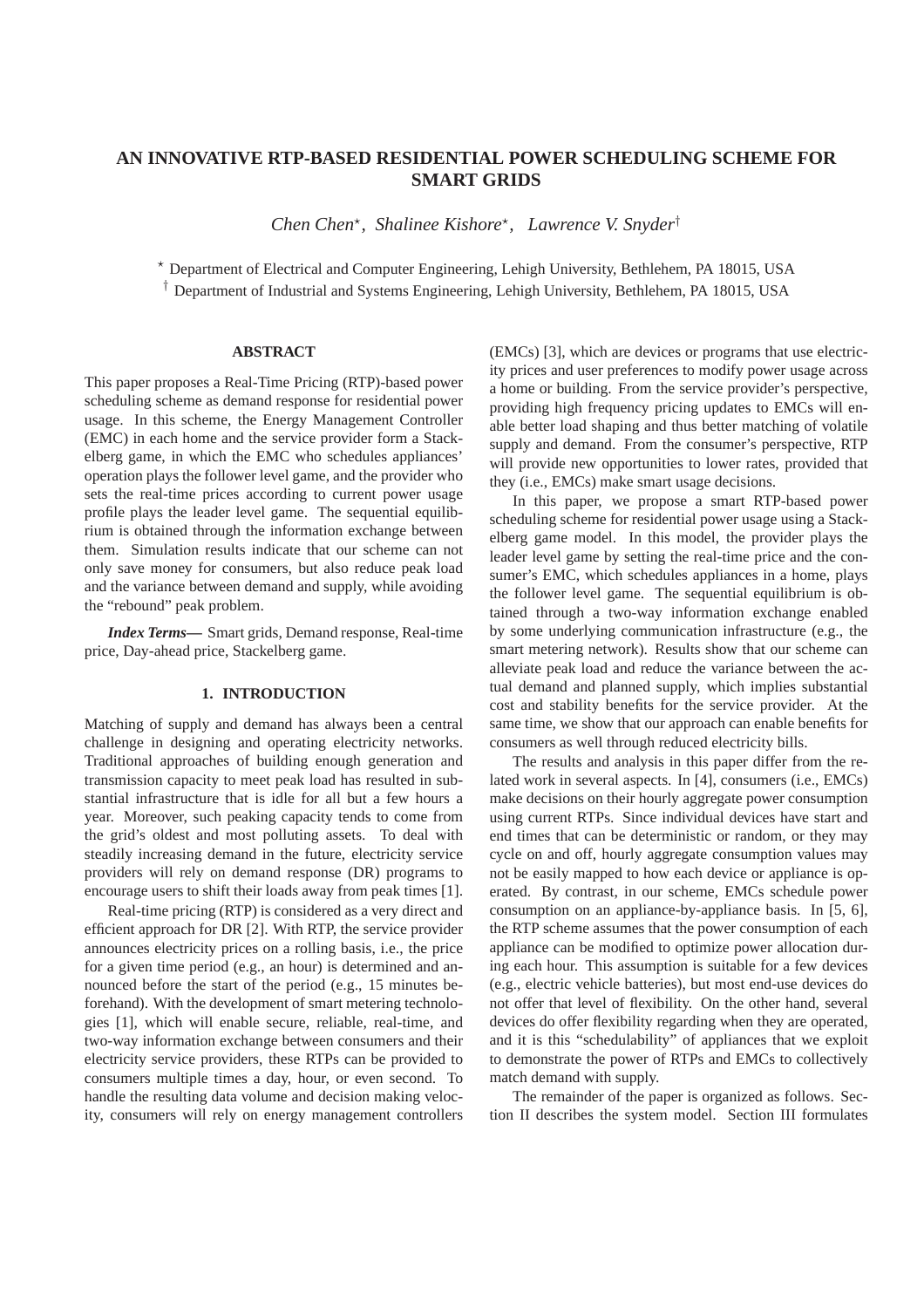# AN INNOVATIVE RTP-BASED RESIDENTIAL POWER SCHEDULING SCHEME FOR SMART GRIDS

*Chen Chen*[⋆], *Shalinee Kishore*[⋆], *Lawrence V. Snyder*[†]

[⋆] Department of Electrical and Computer Engineering, Lehigh University, Bethlehem, PA 18015, USA
[†] Department of Industrial and Systems Engineering, Lehigh University, Bethlehem, PA 18015, USA

## ABSTRACT

This paper proposes a Real-Time Pricing (RTP)-based power scheduling scheme as demand response for residential power usage. In this scheme, the Energy Management Controller (EMC) in each home and the service provider form a Stackelberg game, in which the EMC who schedules appliances' operation plays the follower level game, and the provider who sets the real-time prices according to current power usage profile plays the leader level game. The sequential equilibrium is obtained through the information exchange between them. Simulation results indicate that our scheme can not only save money for consumers, but also reduce peak load and the variance between demand and supply, while avoiding the "rebound" peak problem.

***Index Terms*—** Smart grids, Demand response, Real-time price, Day-ahead price, Stackelberg game.

## 1. INTRODUCTION

Matching of supply and demand has always been a central challenge in designing and operating electricity networks. Traditional approaches of building enough generation and transmission capacity to meet peak load has resulted in substantial infrastructure that is idle for all but a few hours a year. Moreover, such peaking capacity tends to come from the grid's oldest and most polluting assets. To deal with steadily increasing demand in the future, electricity service providers will rely on demand response (DR) programs to encourage users to shift their loads away from peak times [1].

Real-time pricing (RTP) is considered as a very direct and efficient approach for DR [2]. With RTP, the service provider announces electricity prices on a rolling basis, i.e., the price for a given time period (e.g., an hour) is determined and announced before the start of the period (e.g., 15 minutes beforehand). With the development of smart metering technologies [1], which will enable secure, reliable, real-time, and two-way information exchange between consumers and their electricity service providers, these RTPs can be provided to consumers multiple times a day, hour, or even second. To handle the resulting data volume and decision making velocity, consumers will rely on energy management controllers (EMCs) [3], which are devices or programs that use electricity prices and user preferences to modify power usage across a home or building. From the service provider's perspective, providing high frequency pricing updates to EMCs will enable better load shaping and thus better matching of volatile supply and demand. From the consumer's perspective, RTP will provide new opportunities to lower rates, provided that they (i.e., EMCs) make smart usage decisions.

In this paper, we propose a smart RTP-based power scheduling scheme for residential power usage using a Stackelberg game model. In this model, the provider plays the leader level game by setting the real-time price and the consumer's EMC, which schedules appliances in a home, plays the follower level game. The sequential equilibrium is obtained through a two-way information exchange enabled by some underlying communication infrastructure (e.g., the smart metering network). Results show that our scheme can alleviate peak load and reduce the variance between the actual demand and planned supply, which implies substantial cost and stability benefits for the service provider. At the same time, we show that our approach can enable benefits for consumers as well through reduced electricity bills.

The results and analysis in this paper differ from the related work in several aspects. In [4], consumers (i.e., EMCs) make decisions on their hourly aggregate power consumption using current RTPs. Since individual devices have start and end times that can be deterministic or random, or they may cycle on and off, hourly aggregate consumption values may not be easily mapped to how each device or appliance is operated. By contrast, in our scheme, EMCs schedule power consumption on an appliance-by-appliance basis. In [5, 6], the RTP scheme assumes that the power consumption of each appliance can be modified to optimize power allocation during each hour. This assumption is suitable for a few devices (e.g., electric vehicle batteries), but most end-use devices do not offer that level of flexibility. On the other hand, several devices do offer flexibility regarding when they are operated, and it is this "schedulability" of appliances that we exploit to demonstrate the power of RTPs and EMCs to collectively match demand with supply.

The remainder of the paper is organized as follows. Section II describes the system model. Section III formulates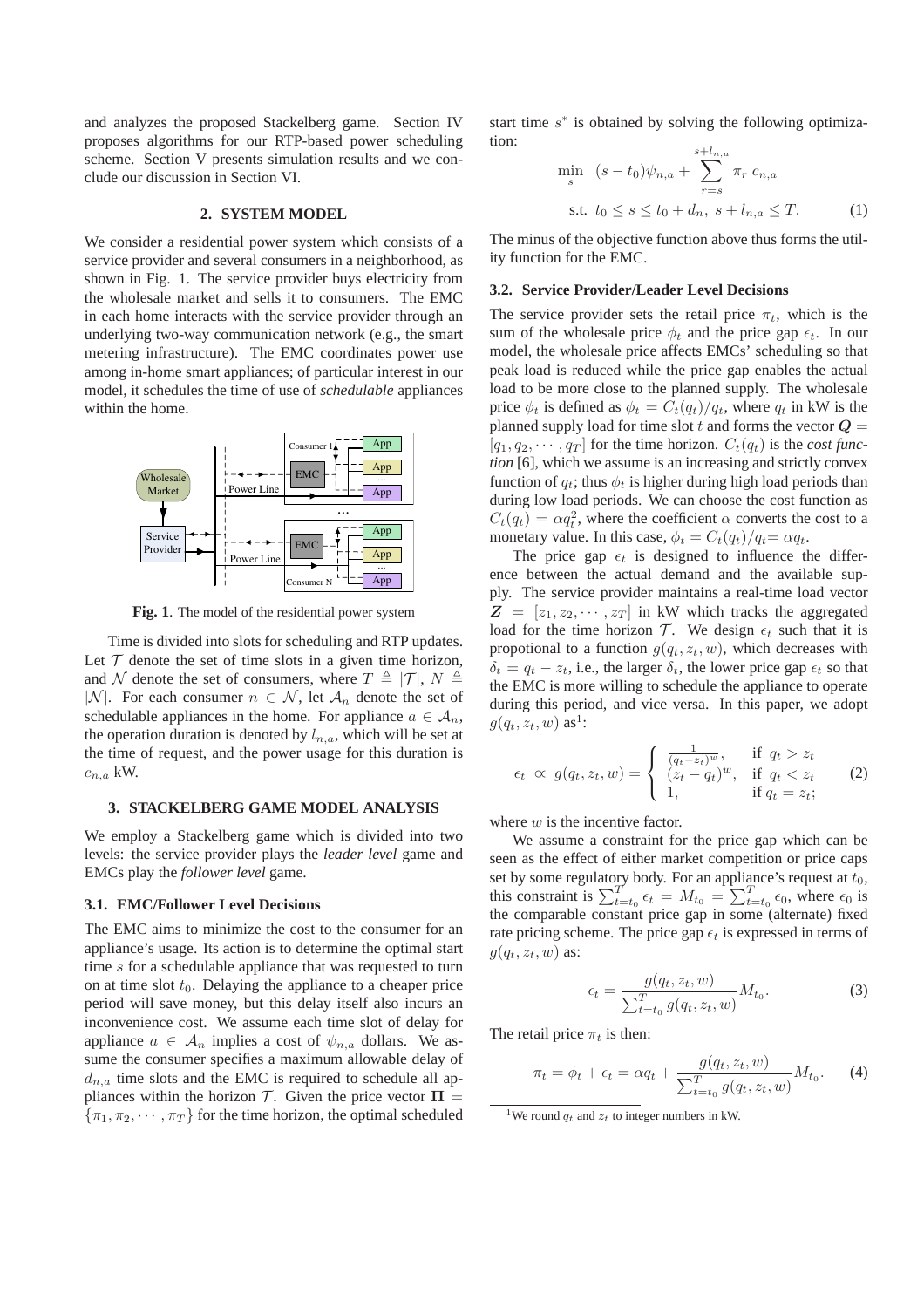and analyzes the proposed Stackelberg game. Section IV proposes algorithms for our RTP-based power scheduling scheme. Section V presents simulation results and we conclude our discussion in Section VI.

## 2. SYSTEM MODEL

We consider a residential power system which consists of a service provider and several consumers in a neighborhood, as shown in Fig. 1. The service provider buys electricity from the wholesale market and sells it to consumers. The EMC in each home interacts with the service provider through an underlying two-way communication network (e.g., the smart metering infrastructure). The EMC coordinates power use among in-home smart appliances; of particular interest in our model, it schedules the time of use of *schedulable* appliances within the home.

**Fig. 1**. The model of the residential power system

Time is divided into slots for scheduling and RTP updates. Let $\mathcal{T}$ denote the set of time slots in a given time horizon, and $\mathcal{N}$ denote the set of consumers, where $T \triangleq |\mathcal{T}|$, $N \triangleq |\mathcal{N}|$. For each consumer $n \in \mathcal{N}$, let $\mathcal{A}_n$ denote the set of schedulable appliances in the home. For appliance $a \in \mathcal{A}_n$, the operation duration is denoted by $l_{n,a}$, which will be set at the time of request, and the power usage for this duration is $c_{n,a}$ kW.

## 3. STACKELBERG GAME MODEL ANALYSIS

We employ a Stackelberg game which is divided into two levels: the service provider plays the *leader level* game and EMCs play the *follower level* game.

### 3.1. EMC/Follower Level Decisions

The EMC aims to minimize the cost to the consumer for an appliance's usage. Its action is to determine the optimal start time $s$ for a schedulable appliance that was requested to turn on at time slot $t_0$. Delaying the appliance to a cheaper price period will save money, but this delay itself also incurs an inconvenience cost. We assume each time slot of delay for appliance $a \in \mathcal{A}_n$ implies a cost of $\psi_{n,a}$ dollars. We assume the consumer specifies a maximum allowable delay of $d_{n,a}$ time slots and the EMC is required to schedule all appliances within the horizon $\mathcal{T}$. Given the price vector $\mathbf{\Pi} = \{\pi_1, \pi_2, \cdots, \pi_T\}$ for the time horizon, the optimal scheduled start time $s^*$ is obtained by solving the following optimization:

$$\min_{s} \quad (s - t_0)\psi_{n,a} + \sum_{r=s}^{s+l_{n,a}} \pi_r \, c_{n,a}$$
$$\text{s.t.} \;\; t_0 \le s \le t_0 + d_n, \; s + l_{n,a} \le T. \tag{1}$$

The minus of the objective function above thus forms the utility function for the EMC.

### 3.2. Service Provider/Leader Level Decisions

The service provider sets the retail price $\pi_t$, which is the sum of the wholesale price $\phi_t$ and the price gap $\epsilon_t$. In our model, the wholesale price affects EMCs' scheduling so that peak load is reduced while the price gap enables the actual load to be more close to the planned supply. The wholesale price $\phi_t$ is defined as $\phi_t = C_t(q_t)/q_t$, where $q_t$ in kW is the planned supply load for time slot $t$ and forms the vector $\boldsymbol{Q} = [q_1, q_2, \cdots, q_T]$ for the time horizon. $C_t(q_t)$ is the *cost function* [6], which we assume is an increasing and strictly convex function of $q_t$; thus $\phi_t$ is higher during high load periods than during low load periods. We can choose the cost function as $C_t(q_t) = \alpha q_t^2$, where the coefficient $\alpha$ converts the cost to a monetary value. In this case, $\phi_t = C_t(q_t)/q_t = \alpha q_t$.

The price gap $\epsilon_t$ is designed to influence the difference between the actual demand and the available supply. The service provider maintains a real-time load vector $\boldsymbol{Z} = [z_1, z_2, \cdots, z_T]$ in kW which tracks the aggregated load for the time horizon $\mathcal{T}$. We design $\epsilon_t$ such that it is propotional to a function $g(q_t, z_t, w)$, which decreases with $\delta_t = q_t - z_t$, i.e., the larger $\delta_t$, the lower price gap $\epsilon_t$ so that the EMC is more willing to schedule the appliance to operate during this period, and vice versa. In this paper, we adopt $g(q_t, z_t, w)$ as[1]:

$$\epsilon_t \;\propto\; g(q_t, z_t, w) = \begin{cases} \frac{1}{(q_t - z_t)^w}, & \text{if } q_t > z_t \\ (z_t - q_t)^w, & \text{if } q_t < z_t \\ 1, & \text{if } q_t = z_t; \end{cases} \tag{2}$$

where $w$ is the incentive factor.

We assume a constraint for the price gap which can be seen as the effect of either market competition or price caps set by some regulatory body. For an appliance's request at $t_0$, this constraint is $\sum_{t=t_0}^{T} \epsilon_t = M_{t_0} = \sum_{t=t_0}^{T} \epsilon_0$, where $\epsilon_0$ is the comparable constant price gap in some (alternate) fixed rate pricing scheme. The price gap $\epsilon_t$ is expressed in terms of $g(q_t, z_t, w)$ as:

$$\epsilon_t = \frac{g(q_t, z_t, w)}{\sum_{t=t_0}^{T} g(q_t, z_t, w)} M_{t_0}. \tag{3}$$

The retail price $\pi_t$ is then:

$$\pi_t = \phi_t + \epsilon_t = \alpha q_t + \frac{g(q_t, z_t, w)}{\sum_{t=t_0}^{T} g(q_t, z_t, w)} M_{t_0}. \tag{4}$$

[1] We round $q_t$ and $z_t$ to integer numbers in kW.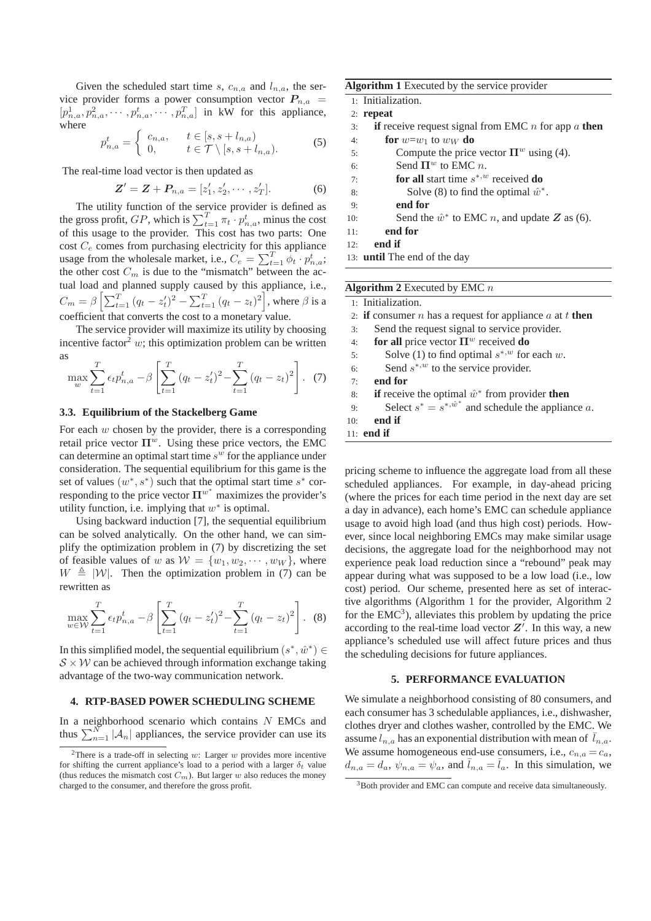Given the scheduled start time $s$, $c_{n,a}$ and $l_{n,a}$, the service provider forms a power consumption vector $\boldsymbol{P}_{n,a} = [p^1_{n,a}, p^2_{n,a}, \cdots, p^t_{n,a}, \cdots, p^T_{n,a}]$ in kW for this appliance, where

$$p^t_{n,a} = \begin{cases} c_{n,a}, & t \in [s, s + l_{n,a}) \\ 0, & t \in \mathcal{T} \setminus [s, s + l_{n,a}). \end{cases} \quad (5)$$

The real-time load vector is then updated as

$$\boldsymbol{Z}' = \boldsymbol{Z} + \boldsymbol{P}_{n,a} = [z'_1, z'_2, \cdots, z'_T]. \quad (6)$$

The utility function of the service provider is defined as the gross profit, $GP$, which is $\sum_{t=1}^{T} \pi_t \cdot p^t_{n,a}$, minus the cost of this usage to the provider. This cost has two parts: One cost $C_e$ comes from purchasing electricity for this appliance usage from the wholesale market, i.e., $C_e = \sum_{t=1}^{T} \phi_t \cdot p^t_{n,a}$; the other cost $C_m$ is due to the "mismatch" between the actual load and planned supply caused by this appliance, i.e., $C_m = \beta \left[ \sum_{t=1}^{T} (q_t - z'_t)^2 - \sum_{t=1}^{T} (q_t - z_t)^2 \right]$, where $\beta$ is a coefficient that converts the cost to a monetary value.

The service provider will maximize its utility by choosing incentive factor[2] $w$; this optimization problem can be written as

$$\max_{w} \sum_{t=1}^{T} \epsilon_t p^t_{n,a} - \beta \left[ \sum_{t=1}^{T} (q_t - z'_t)^2 - \sum_{t=1}^{T} (q_t - z_t)^2 \right]. \quad (7)$$

### 3.3. Equilibrium of the Stackelberg Game

For each $w$ chosen by the provider, there is a corresponding retail price vector $\boldsymbol{\Pi}^w$. Using these price vectors, the EMC can determine an optimal start time $s^w$ for the appliance under consideration. The sequential equilibrium for this game is the set of values $(w^*, s^*)$ such that the optimal start time $s^*$ corresponding to the price vector $\boldsymbol{\Pi}^{w^*}$ maximizes the provider's utility function, i.e. implying that $w^*$ is optimal.

Using backward induction [7], the sequential equilibrium can be solved analytically. On the other hand, we can simplify the optimization problem in (7) by discretizing the set of feasible values of $w$ as $\mathcal{W} = \{w_1, w_2, \cdots, w_W\}$, where $W \triangleq |\mathcal{W}|$. Then the optimization problem in (7) can be rewritten as

$$\max_{w \in \mathcal{W}} \sum_{t=1}^{T} \epsilon_t p^t_{n,a} - \beta \left[ \sum_{t=1}^{T} (q_t - z'_t)^2 - \sum_{t=1}^{T} (q_t - z_t)^2 \right]. \quad (8)$$

In this simplified model, the sequential equilibrium $(s^*, \hat{w}^*) \in \mathcal{S} \times \mathcal{W}$ can be achieved through information exchange taking advantage of the two-way communication network.

## 4. RTP-BASED POWER SCHEDULING SCHEME

In a neighborhood scenario which contains $N$ EMCs and thus $\sum_{n=1}^{N} |\mathcal{A}_n|$ appliances, the service provider can use its pricing scheme to influence the aggregate load from all these scheduled appliances. For example, in day-ahead pricing (where the prices for each time period in the next day are set a day in advance), each home's EMC can schedule appliance usage to avoid high load (and thus high cost) periods. However, since local neighboring EMCs may make similar usage decisions, the aggregate load for the neighborhood may not experience peak load reduction since a "rebound" peak may appear during what was supposed to be a low load (i.e., low cost) period. Our scheme, presented here as set of interactive algorithms (Algorithm 1 for the provider, Algorithm 2 for the EMC[3]), alleviates this problem by updating the price according to the real-time load vector $\boldsymbol{Z}'$. In this way, a new appliance's scheduled use will affect future prices and thus the scheduling decisions for future appliances.

**Algorithm 1** Executed by the service provider

```
1: Initialization.
2: repeat
3:   if receive request signal from EMC n for app a then
4:     for w=w_1 to w_W do
5:       Compute the price vector Π^w using (4).
6:       Send Π^w to EMC n.
7:       for all start time s^{*,w} received do
8:         Solve (8) to find the optimal ŵ*.
9:       end for
10:      Send the ŵ* to EMC n, and update Z as (6).
11:    end for
12:  end if
13: until The end of the day
```

**Algorithm 2** Executed by EMC $n$

```
1: Initialization.
2: if consumer n has a request for appliance a at t then
3:   Send the request signal to service provider.
4:   for all price vector Π^w received do
5:     Solve (1) to find optimal s^{*,w} for each w.
6:     Send s^{*,w} to the service provider.
7:   end for
8:   if receive the optimal ŵ* from provider then
9:     Select s* = s^{*,ŵ*} and schedule the appliance a.
10:  end if
11: end if
```

## 5. PERFORMANCE EVALUATION

We simulate a neighborhood consisting of 80 consumers, and each consumer has 3 schedulable appliances, i.e., dishwasher, clothes dryer and clothes washer, controlled by the EMC. We assume $l_{n,a}$ has an exponential distribution with mean of $\bar{l}_{n,a}$. We assume homogeneous end-use consumers, i.e., $c_{n,a} = c_a$, $d_{n,a} = d_a$, $\psi_{n,a} = \psi_a$, and $\bar{l}_{n,a} = \bar{l}_a$. In this simulation, we

[2] There is a trade-off in selecting $w$: Larger $w$ provides more incentive for shifting the current appliance's load to a period with a larger $\delta_t$ value (thus reduces the mismatch cost $C_m$). But larger $w$ also reduces the money charged to the consumer, and therefore the gross profit.

[3] Both provider and EMC can compute and receive data simultaneously.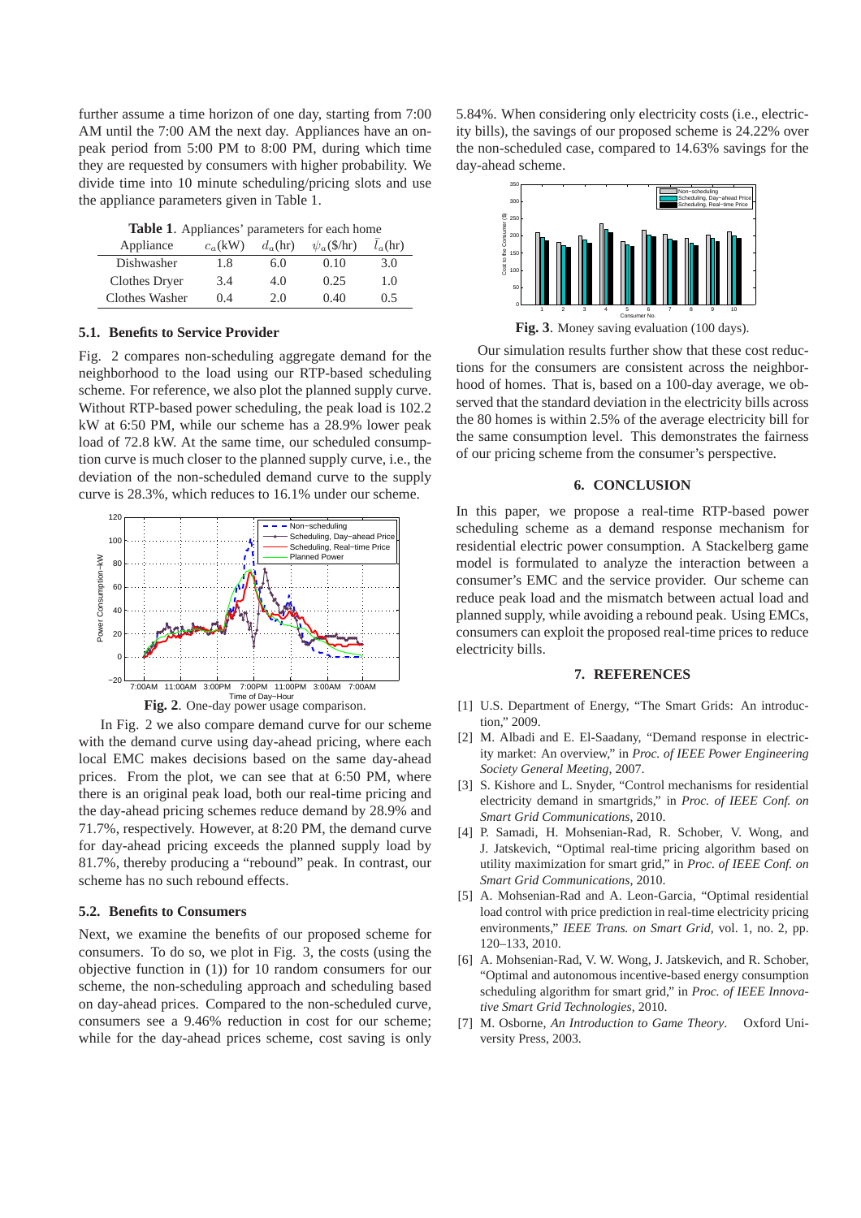further assume a time horizon of one day, starting from 7:00 AM until the 7:00 AM the next day. Appliances have an on-peak period from 5:00 PM to 8:00 PM, during which time they are requested by consumers with higher probability. We divide time into 10 minute scheduling/pricing slots and use the appliance parameters given in Table 1.

**Table 1**. Appliances' parameters for each home

| Appliance | $c_a$(kW) | $d_a$(hr) | $\psi_a$($/hr) | $\bar{l}_a$(hr) |
|---|---|---|---|---|
| Dishwasher | 1.8 | 6.0 | 0.10 | 3.0 |
| Clothes Dryer | 3.4 | 4.0 | 0.25 | 1.0 |
| Clothes Washer | 0.4 | 2.0 | 0.40 | 0.5 |

### 5.1. Benefits to Service Provider

Fig. 2 compares non-scheduling aggregate demand for the neighborhood to the load using our RTP-based scheduling scheme. For reference, we also plot the planned supply curve. Without RTP-based power scheduling, the peak load is 102.2 kW at 6:50 PM, while our scheme has a 28.9% lower peak load of 72.8 kW. At the same time, our scheduled consumption curve is much closer to the planned supply curve, i.e., the deviation of the non-scheduled demand curve to the supply curve is 28.3%, which reduces to 16.1% under our scheme.

Non−scheduling
Scheduling, Day−ahead Price
Scheduling, Real−time Price
Planned Power
Power Consumption−kW
Time of Day−Hour
7:00AM 11:00AM 3:00PM 7:00PM 11:00PM 3:00AM 7:00AM
120 100 80 60 40 20 0 −20

**Fig. 2**. One-day power usage comparison.

In Fig. 2 we also compare demand curve for our scheme with the demand curve using day-ahead pricing, where each local EMC makes decisions based on the same day-ahead prices. From the plot, we can see that at 6:50 PM, where there is an original peak load, both our real-time pricing and the day-ahead pricing schemes reduce demand by 28.9% and 71.7%, respectively. However, at 8:20 PM, the demand curve for day-ahead pricing exceeds the planned supply load by 81.7%, thereby producing a "rebound" peak. In contrast, our scheme has no such rebound effects.

### 5.2. Benefits to Consumers

Next, we examine the benefits of our proposed scheme for consumers. To do so, we plot in Fig. 3, the costs (using the objective function in (1)) for 10 random consumers for our scheme, the non-scheduling approach and scheduling based on day-ahead prices. Compared to the non-scheduled curve, consumers see a 9.46% reduction in cost for our scheme; while for the day-ahead prices scheme, cost saving is only 5.84%. When considering only electricity costs (i.e., electricity bills), the savings of our proposed scheme is 24.22% over the non-scheduled case, compared to 14.63% savings for the day-ahead scheme.

Non−scheduling
Scheduling, Day−ahead Price
Scheduling, Real−time Price
Cost to the Consumer ($)
Consumer No.
350 300 250 200 150 100 50 0
1 2 3 4 5 6 7 8 9 10

**Fig. 3**. Money saving evaluation (100 days).

Our simulation results further show that these cost reductions for the consumers are consistent across the neighborhood of homes. That is, based on a 100-day average, we observed that the standard deviation in the electricity bills across the 80 homes is within 2.5% of the average electricity bill for the same consumption level. This demonstrates the fairness of our pricing scheme from the consumer's perspective.

## 6. CONCLUSION

In this paper, we propose a real-time RTP-based power scheduling scheme as a demand response mechanism for residential electric power consumption. A Stackelberg game model is formulated to analyze the interaction between a consumer's EMC and the service provider. Our scheme can reduce peak load and the mismatch between actual load and planned supply, while avoiding a rebound peak. Using EMCs, consumers can exploit the proposed real-time prices to reduce electricity bills.

## 7. REFERENCES

[1] U.S. Department of Energy, "The Smart Grids: An introduction," 2009.

[2] M. Albadi and E. El-Saadany, "Demand response in electricity market: An overview," in *Proc. of IEEE Power Engineering Society General Meeting*, 2007.

[3] S. Kishore and L. Snyder, "Control mechanisms for residential electricity demand in smartgrids," in *Proc. of IEEE Conf. on Smart Grid Communications*, 2010.

[4] P. Samadi, H. Mohsenian-Rad, R. Schober, V. Wong, and J. Jatskevich, "Optimal real-time pricing algorithm based on utility maximization for smart grid," in *Proc. of IEEE Conf. on Smart Grid Communications*, 2010.

[5] A. Mohsenian-Rad and A. Leon-Garcia, "Optimal residential load control with price prediction in real-time electricity pricing environments," *IEEE Trans. on Smart Grid*, vol. 1, no. 2, pp. 120–133, 2010.

[6] A. Mohsenian-Rad, V. W. Wong, J. Jatskevich, and R. Schober, "Optimal and autonomous incentive-based energy consumption scheduling algorithm for smart grid," in *Proc. of IEEE Innovative Smart Grid Technologies*, 2010.

[7] M. Osborne, *An Introduction to Game Theory*. Oxford University Press, 2003.